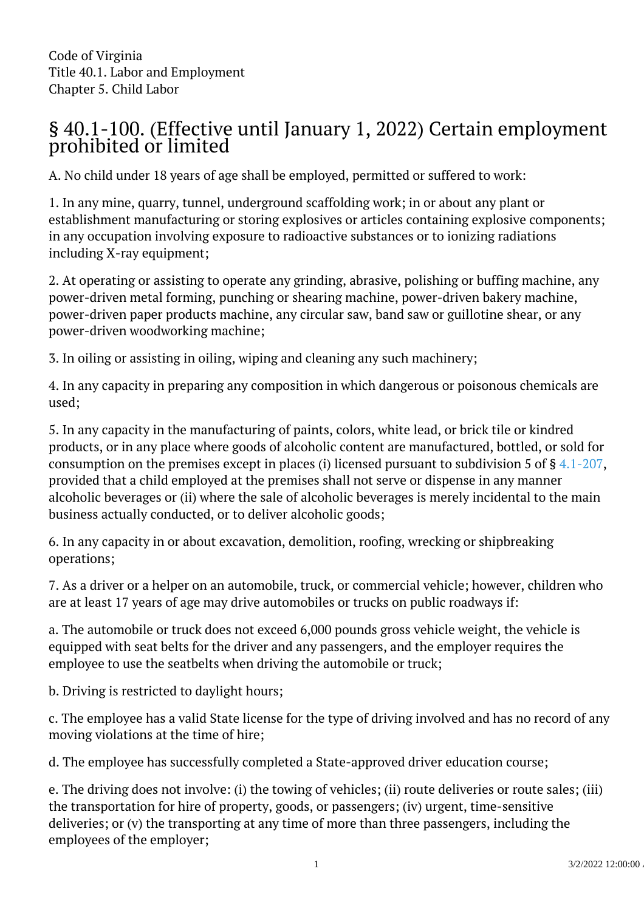Code of Virginia
Title 40.1. Labor and Employment
Chapter 5. Child Labor

# § 40.1-100. (Effective until January 1, 2022) Certain employment prohibited or limited

A. No child under 18 years of age shall be employed, permitted or suffered to work:

1. In any mine, quarry, tunnel, underground scaffolding work; in or about any plant or establishment manufacturing or storing explosives or articles containing explosive components; in any occupation involving exposure to radioactive substances or to ionizing radiations including X-ray equipment;

2. At operating or assisting to operate any grinding, abrasive, polishing or buffing machine, any power-driven metal forming, punching or shearing machine, power-driven bakery machine, power-driven paper products machine, any circular saw, band saw or guillotine shear, or any power-driven woodworking machine;

3. In oiling or assisting in oiling, wiping and cleaning any such machinery;

4. In any capacity in preparing any composition in which dangerous or poisonous chemicals are used;

5. In any capacity in the manufacturing of paints, colors, white lead, or brick tile or kindred products, or in any place where goods of alcoholic content are manufactured, bottled, or sold for consumption on the premises except in places (i) licensed pursuant to subdivision 5 of § 4.1-207, provided that a child employed at the premises shall not serve or dispense in any manner alcoholic beverages or (ii) where the sale of alcoholic beverages is merely incidental to the main business actually conducted, or to deliver alcoholic goods;

6. In any capacity in or about excavation, demolition, roofing, wrecking or shipbreaking operations;

7. As a driver or a helper on an automobile, truck, or commercial vehicle; however, children who are at least 17 years of age may drive automobiles or trucks on public roadways if:

a. The automobile or truck does not exceed 6,000 pounds gross vehicle weight, the vehicle is equipped with seat belts for the driver and any passengers, and the employer requires the employee to use the seatbelts when driving the automobile or truck;

b. Driving is restricted to daylight hours;

c. The employee has a valid State license for the type of driving involved and has no record of any moving violations at the time of hire;

d. The employee has successfully completed a State-approved driver education course;

e. The driving does not involve: (i) the towing of vehicles; (ii) route deliveries or route sales; (iii) the transportation for hire of property, goods, or passengers; (iv) urgent, time-sensitive deliveries; or (v) the transporting at any time of more than three passengers, including the employees of the employer;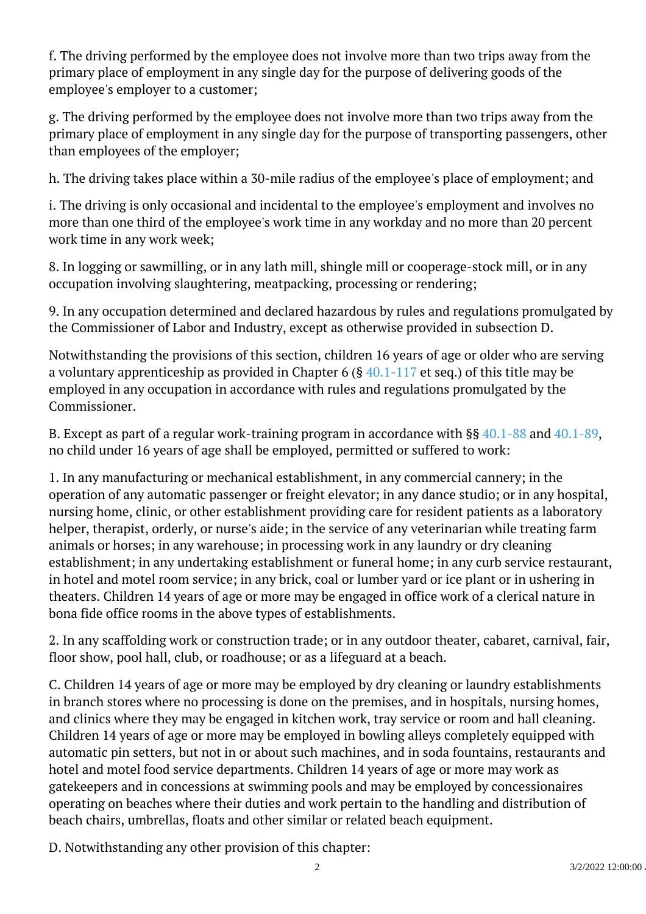f. The driving performed by the employee does not involve more than two trips away from the primary place of employment in any single day for the purpose of delivering goods of the employee's employer to a customer;

g. The driving performed by the employee does not involve more than two trips away from the primary place of employment in any single day for the purpose of transporting passengers, other than employees of the employer;

h. The driving takes place within a 30-mile radius of the employee's place of employment; and

i. The driving is only occasional and incidental to the employee's employment and involves no more than one third of the employee's work time in any workday and no more than 20 percent work time in any work week;

8. In logging or sawmilling, or in any lath mill, shingle mill or cooperage-stock mill, or in any occupation involving slaughtering, meatpacking, processing or rendering;

9. In any occupation determined and declared hazardous by rules and regulations promulgated by the Commissioner of Labor and Industry, except as otherwise provided in subsection D.

Notwithstanding the provisions of this section, children 16 years of age or older who are serving a voluntary apprenticeship as provided in Chapter 6 (§ 40.1-117 et seq.) of this title may be employed in any occupation in accordance with rules and regulations promulgated by the Commissioner.

B. Except as part of a regular work-training program in accordance with §§ 40.1-88 and 40.1-89, no child under 16 years of age shall be employed, permitted or suffered to work:

1. In any manufacturing or mechanical establishment, in any commercial cannery; in the operation of any automatic passenger or freight elevator; in any dance studio; or in any hospital, nursing home, clinic, or other establishment providing care for resident patients as a laboratory helper, therapist, orderly, or nurse's aide; in the service of any veterinarian while treating farm animals or horses; in any warehouse; in processing work in any laundry or dry cleaning establishment; in any undertaking establishment or funeral home; in any curb service restaurant, in hotel and motel room service; in any brick, coal or lumber yard or ice plant or in ushering in theaters. Children 14 years of age or more may be engaged in office work of a clerical nature in bona fide office rooms in the above types of establishments.

2. In any scaffolding work or construction trade; or in any outdoor theater, cabaret, carnival, fair, floor show, pool hall, club, or roadhouse; or as a lifeguard at a beach.

C. Children 14 years of age or more may be employed by dry cleaning or laundry establishments in branch stores where no processing is done on the premises, and in hospitals, nursing homes, and clinics where they may be engaged in kitchen work, tray service or room and hall cleaning. Children 14 years of age or more may be employed in bowling alleys completely equipped with automatic pin setters, but not in or about such machines, and in soda fountains, restaurants and hotel and motel food service departments. Children 14 years of age or more may work as gatekeepers and in concessions at swimming pools and may be employed by concessionaires operating on beaches where their duties and work pertain to the handling and distribution of beach chairs, umbrellas, floats and other similar or related beach equipment.

D. Notwithstanding any other provision of this chapter: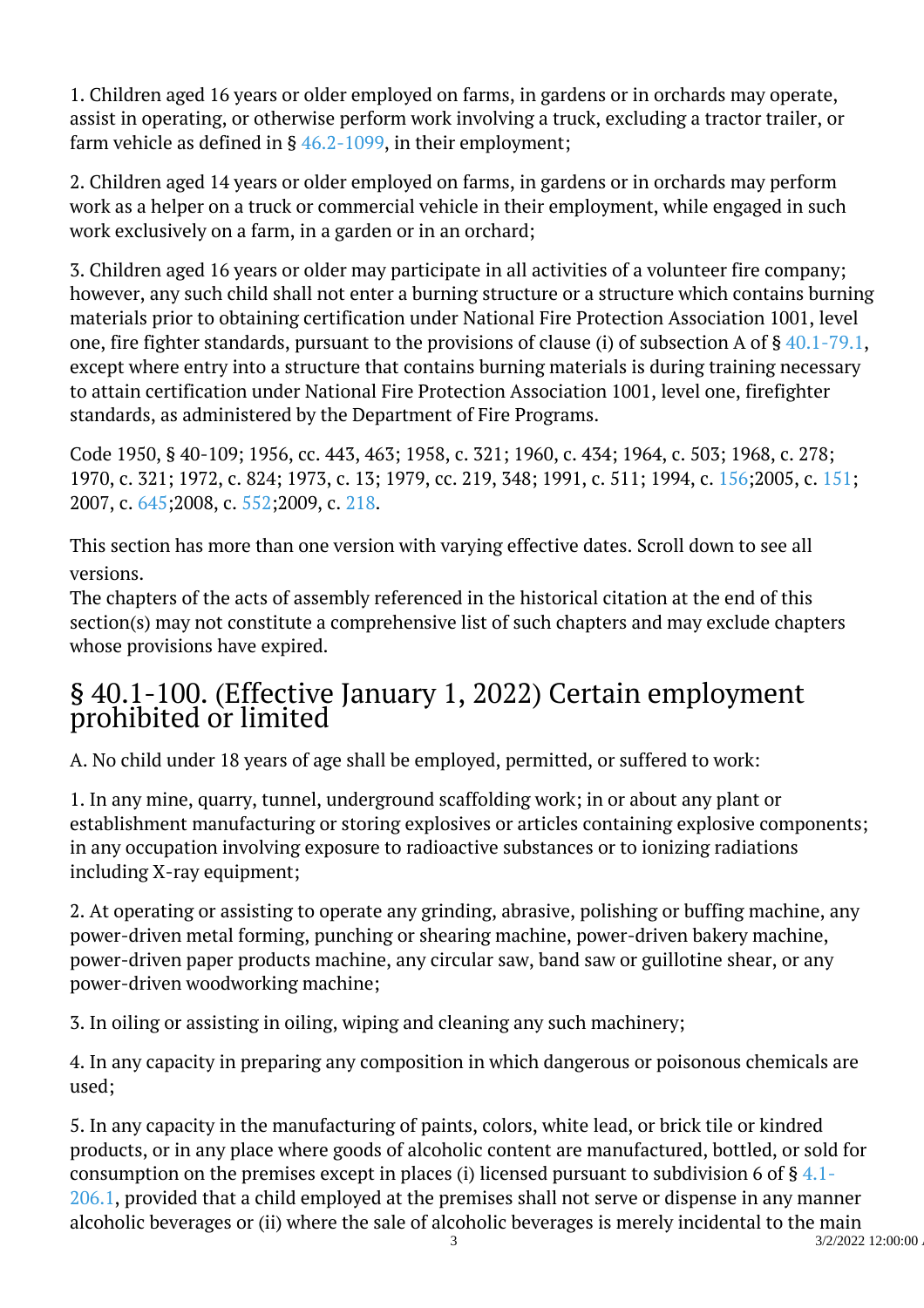1. Children aged 16 years or older employed on farms, in gardens or in orchards may operate, assist in operating, or otherwise perform work involving a truck, excluding a tractor trailer, or farm vehicle as defined in § 46.2-1099, in their employment;

2. Children aged 14 years or older employed on farms, in gardens or in orchards may perform work as a helper on a truck or commercial vehicle in their employment, while engaged in such work exclusively on a farm, in a garden or in an orchard;

3. Children aged 16 years or older may participate in all activities of a volunteer fire company; however, any such child shall not enter a burning structure or a structure which contains burning materials prior to obtaining certification under National Fire Protection Association 1001, level one, fire fighter standards, pursuant to the provisions of clause (i) of subsection A of § 40.1-79.1, except where entry into a structure that contains burning materials is during training necessary to attain certification under National Fire Protection Association 1001, level one, firefighter standards, as administered by the Department of Fire Programs.

Code 1950, § 40-109; 1956, cc. 443, 463; 1958, c. 321; 1960, c. 434; 1964, c. 503; 1968, c. 278; 1970, c. 321; 1972, c. 824; 1973, c. 13; 1979, cc. 219, 348; 1991, c. 511; 1994, c. 156;2005, c. 151; 2007, c. 645;2008, c. 552;2009, c. 218.

This section has more than one version with varying effective dates. Scroll down to see all versions.
The chapters of the acts of assembly referenced in the historical citation at the end of this section(s) may not constitute a comprehensive list of such chapters and may exclude chapters whose provisions have expired.

## § 40.1-100. (Effective January 1, 2022) Certain employment prohibited or limited

A. No child under 18 years of age shall be employed, permitted, or suffered to work:

1. In any mine, quarry, tunnel, underground scaffolding work; in or about any plant or establishment manufacturing or storing explosives or articles containing explosive components; in any occupation involving exposure to radioactive substances or to ionizing radiations including X-ray equipment;

2. At operating or assisting to operate any grinding, abrasive, polishing or buffing machine, any power-driven metal forming, punching or shearing machine, power-driven bakery machine, power-driven paper products machine, any circular saw, band saw or guillotine shear, or any power-driven woodworking machine;

3. In oiling or assisting in oiling, wiping and cleaning any such machinery;

4. In any capacity in preparing any composition in which dangerous or poisonous chemicals are used;

5. In any capacity in the manufacturing of paints, colors, white lead, or brick tile or kindred products, or in any place where goods of alcoholic content are manufactured, bottled, or sold for consumption on the premises except in places (i) licensed pursuant to subdivision 6 of § 4.1-206.1, provided that a child employed at the premises shall not serve or dispense in any manner alcoholic beverages or (ii) where the sale of alcoholic beverages is merely incidental to the main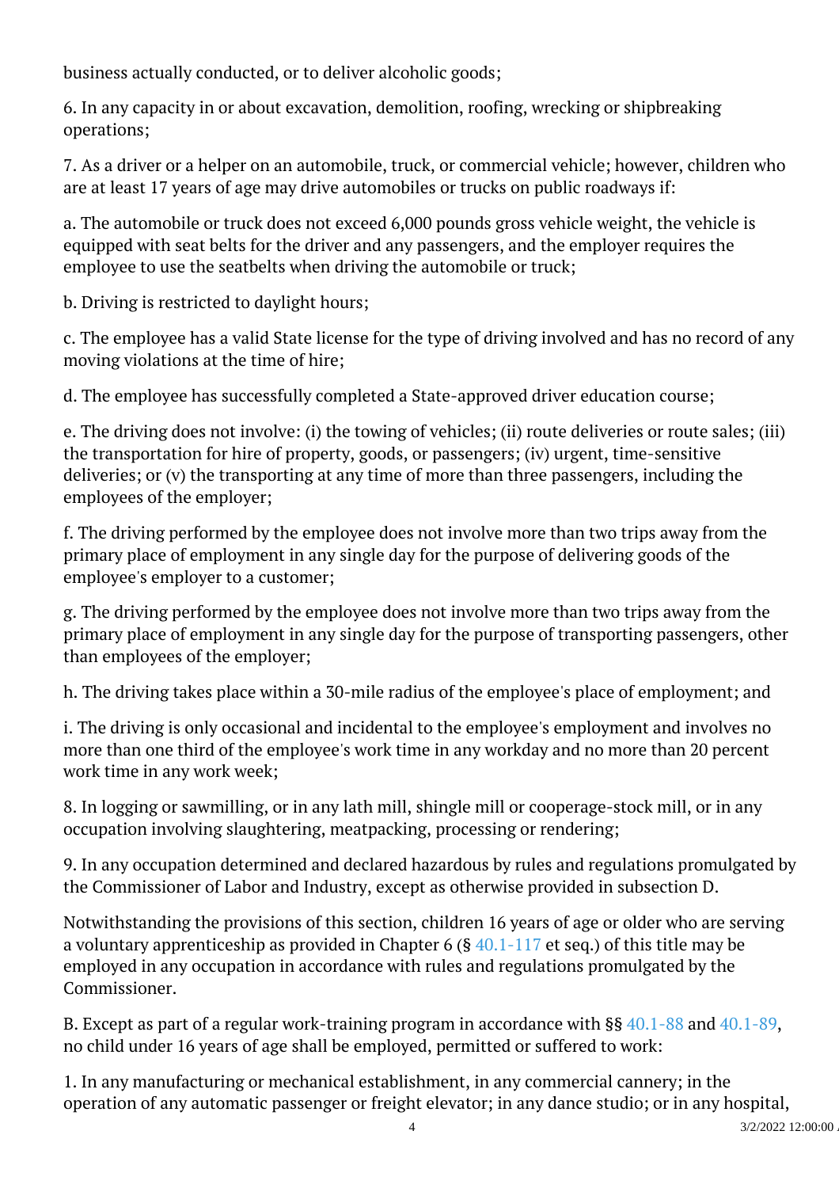business actually conducted, or to deliver alcoholic goods;

6. In any capacity in or about excavation, demolition, roofing, wrecking or shipbreaking operations;

7. As a driver or a helper on an automobile, truck, or commercial vehicle; however, children who are at least 17 years of age may drive automobiles or trucks on public roadways if:

a. The automobile or truck does not exceed 6,000 pounds gross vehicle weight, the vehicle is equipped with seat belts for the driver and any passengers, and the employer requires the employee to use the seatbelts when driving the automobile or truck;

b. Driving is restricted to daylight hours;

c. The employee has a valid State license for the type of driving involved and has no record of any moving violations at the time of hire;

d. The employee has successfully completed a State-approved driver education course;

e. The driving does not involve: (i) the towing of vehicles; (ii) route deliveries or route sales; (iii) the transportation for hire of property, goods, or passengers; (iv) urgent, time-sensitive deliveries; or (v) the transporting at any time of more than three passengers, including the employees of the employer;

f. The driving performed by the employee does not involve more than two trips away from the primary place of employment in any single day for the purpose of delivering goods of the employee's employer to a customer;

g. The driving performed by the employee does not involve more than two trips away from the primary place of employment in any single day for the purpose of transporting passengers, other than employees of the employer;

h. The driving takes place within a 30-mile radius of the employee's place of employment; and

i. The driving is only occasional and incidental to the employee's employment and involves no more than one third of the employee's work time in any workday and no more than 20 percent work time in any work week;

8. In logging or sawmilling, or in any lath mill, shingle mill or cooperage-stock mill, or in any occupation involving slaughtering, meatpacking, processing or rendering;

9. In any occupation determined and declared hazardous by rules and regulations promulgated by the Commissioner of Labor and Industry, except as otherwise provided in subsection D.

Notwithstanding the provisions of this section, children 16 years of age or older who are serving a voluntary apprenticeship as provided in Chapter 6 (§ 40.1-117 et seq.) of this title may be employed in any occupation in accordance with rules and regulations promulgated by the Commissioner.

B. Except as part of a regular work-training program in accordance with §§ 40.1-88 and 40.1-89, no child under 16 years of age shall be employed, permitted or suffered to work:

1. In any manufacturing or mechanical establishment, in any commercial cannery; in the operation of any automatic passenger or freight elevator; in any dance studio; or in any hospital,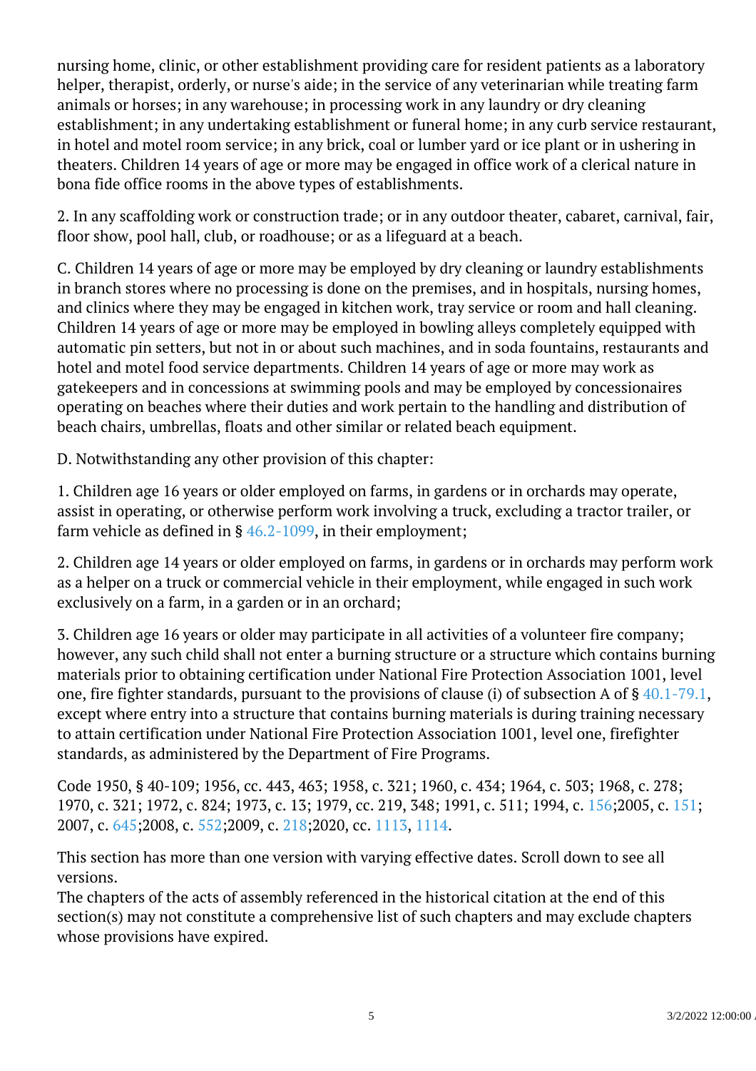nursing home, clinic, or other establishment providing care for resident patients as a laboratory helper, therapist, orderly, or nurse's aide; in the service of any veterinarian while treating farm animals or horses; in any warehouse; in processing work in any laundry or dry cleaning establishment; in any undertaking establishment or funeral home; in any curb service restaurant, in hotel and motel room service; in any brick, coal or lumber yard or ice plant or in ushering in theaters. Children 14 years of age or more may be engaged in office work of a clerical nature in bona fide office rooms in the above types of establishments.

2. In any scaffolding work or construction trade; or in any outdoor theater, cabaret, carnival, fair, floor show, pool hall, club, or roadhouse; or as a lifeguard at a beach.

C. Children 14 years of age or more may be employed by dry cleaning or laundry establishments in branch stores where no processing is done on the premises, and in hospitals, nursing homes, and clinics where they may be engaged in kitchen work, tray service or room and hall cleaning. Children 14 years of age or more may be employed in bowling alleys completely equipped with automatic pin setters, but not in or about such machines, and in soda fountains, restaurants and hotel and motel food service departments. Children 14 years of age or more may work as gatekeepers and in concessions at swimming pools and may be employed by concessionaires operating on beaches where their duties and work pertain to the handling and distribution of beach chairs, umbrellas, floats and other similar or related beach equipment.

D. Notwithstanding any other provision of this chapter:

1. Children age 16 years or older employed on farms, in gardens or in orchards may operate, assist in operating, or otherwise perform work involving a truck, excluding a tractor trailer, or farm vehicle as defined in § 46.2-1099, in their employment;

2. Children age 14 years or older employed on farms, in gardens or in orchards may perform work as a helper on a truck or commercial vehicle in their employment, while engaged in such work exclusively on a farm, in a garden or in an orchard;

3. Children age 16 years or older may participate in all activities of a volunteer fire company; however, any such child shall not enter a burning structure or a structure which contains burning materials prior to obtaining certification under National Fire Protection Association 1001, level one, fire fighter standards, pursuant to the provisions of clause (i) of subsection A of § 40.1-79.1, except where entry into a structure that contains burning materials is during training necessary to attain certification under National Fire Protection Association 1001, level one, firefighter standards, as administered by the Department of Fire Programs.

Code 1950, § 40-109; 1956, cc. 443, 463; 1958, c. 321; 1960, c. 434; 1964, c. 503; 1968, c. 278; 1970, c. 321; 1972, c. 824; 1973, c. 13; 1979, cc. 219, 348; 1991, c. 511; 1994, c. 156;2005, c. 151; 2007, c. 645;2008, c. 552;2009, c. 218;2020, cc. 1113, 1114.

This section has more than one version with varying effective dates. Scroll down to see all versions.
The chapters of the acts of assembly referenced in the historical citation at the end of this section(s) may not constitute a comprehensive list of such chapters and may exclude chapters whose provisions have expired.